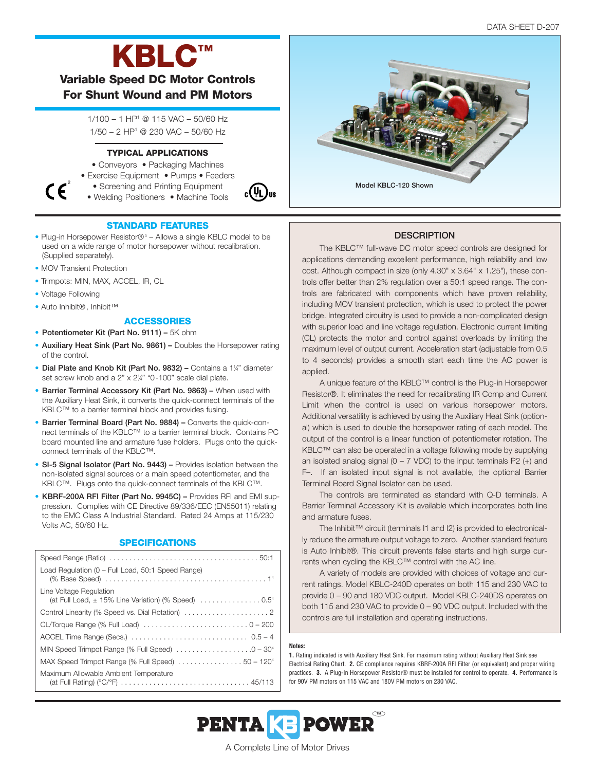DATA SHEET D-207

# KBLC™

## Variable Speed DC Motor Controls For Shunt Wound and PM Motors

1/100 – 1 HP[1] @ 115 VAC – 50/60 Hz
1/50 – 2 HP[1] @ 230 VAC – 50/60 Hz

### TYPICAL APPLICATIONS

- Conveyors • Packaging Machines
- Exercise Equipment • Pumps • Feeders
- Screening and Printing Equipment
- Welding Positioners • Machine Tools

CE[2]

Model KBLC-120 Shown

### STANDARD FEATURES

- Plug-in Horsepower Resistor®[3] – Allows a single KBLC model to be used on a wide range of motor horsepower without recalibration. (Supplied separately).
- MOV Transient Protection
- Trimpots: MIN, MAX, ACCEL, IR, CL
- Voltage Following
- Auto Inhibit®, Inhibit™

### ACCESSORIES

- **Potentiometer Kit (Part No. 9111) –** 5K ohm
- **Auxiliary Heat Sink (Part No. 9861) –** Doubles the Horsepower rating of the control.
- **Dial Plate and Knob Kit (Part No. 9832) –** Contains a 1¼" diameter set screw knob and a 2" x 2¼" "0-100" scale dial plate.
- **Barrier Terminal Accessory Kit (Part No. 9863) –** When used with the Auxiliary Heat Sink, it converts the quick-connect terminals of the KBLC™ to a barrier terminal block and provides fusing.
- **Barrier Terminal Board (Part No. 9884) –** Converts the quick-connect terminals of the KBLC™ to a barrier terminal block. Contains PC board mounted line and armature fuse holders. Plugs onto the quick-connect terminals of the KBLC™.
- **SI-5 Signal Isolator (Part No. 9443) –** Provides isolation between the non-isolated signal sources or a main speed potentiometer, and the KBLC™. Plugs onto the quick-connect terminals of the KBLC™.
- **KBRF-200A RFI Filter (Part No. 9945C) –** Provides RFI and EMI suppression. Complies with CE Directive 89/336/EEC (EN55011) relating to the EMC Class A Industrial Standard. Rated 24 Amps at 115/230 Volts AC, 50/60 Hz.

### SPECIFICATIONS

| Specification | Value |
|---|---|
| Speed Range (Ratio) | 50:1 |
| Load Regulation (0 – Full Load, 50:1 Speed Range) (% Base Speed) | 1[4] |
| Line Voltage Regulation (at Full Load, ± 15% Line Variation) (% Speed) | 0.5[4] |
| Control Linearity (% Speed vs. Dial Rotation) | 2 |
| CL/Torque Range (% Full Load) | 0 – 200 |
| ACCEL Time Range (Secs.) | 0.5 – 4 |
| MIN Speed Trimpot Range (% Full Speed) | 0 – 30[4] |
| MAX Speed Trimpot Range (% Full Speed) | 50 – 120[4] |
| Maximum Allowable Ambient Temperature (at Full Rating) (°C/°F) | 45/113 |

### DESCRIPTION

The KBLC™ full-wave DC motor speed controls are designed for applications demanding excellent performance, high reliability and low cost. Although compact in size (only 4.30" x 3.64" x 1.25"), these controls offer better than 2% regulation over a 50:1 speed range. The controls are fabricated with components which have proven reliability, including MOV transient protection, which is used to protect the power bridge. Integrated circuitry is used to provide a non-complicated design with superior load and line voltage regulation. Electronic current limiting (CL) protects the motor and control against overloads by limiting the maximum level of output current. Acceleration start (adjustable from 0.5 to 4 seconds) provides a smooth start each time the AC power is applied.

A unique feature of the KBLC™ control is the Plug-in Horsepower Resistor®. It eliminates the need for recalibrating IR Comp and Current Limit when the control is used on various horsepower motors. Additional versatility is achieved by using the Auxiliary Heat Sink (optional) which is used to double the horsepower rating of each model. The output of the control is a linear function of potentiometer rotation. The KBLC™ can also be operated in a voltage following mode by supplying an isolated analog signal (0 – 7 VDC) to the input terminals P2 (+) and F–. If an isolated input signal is not available, the optional Barrier Terminal Board Signal Isolator can be used.

The controls are terminated as standard with Q-D terminals. A Barrier Terminal Accessory Kit is available which incorporates both line and armature fuses.

The Inhibit™ circuit (terminals I1 and I2) is provided to electronically reduce the armature output voltage to zero. Another standard feature is Auto Inhibit®. This circuit prevents false starts and high surge currents when cycling the KBLC™ control with the AC line.

A variety of models are provided with choices of voltage and current ratings. Model KBLC-240D operates on both 115 and 230 VAC to provide 0 – 90 and 180 VDC output. Model KBLC-240DS operates on both 115 and 230 VAC to provide 0 – 90 VDC output. Included with the controls are full installation and operating instructions.

**Notes:**

**1.** Rating indicated is with Auxiliary Heat Sink. For maximum rating without Auxiliary Heat Sink see Electrical Rating Chart. **2.** CE compliance requires KBRF-200A RFI Filter (or equivalent) and proper wiring practices. **3.** A Plug-In Horsepower Resistor® must be installed for control to operate. **4.** Performance is for 90V PM motors on 115 VAC and 180V PM motors on 230 VAC.

PENTA KB POWER™

A Complete Line of Motor Drives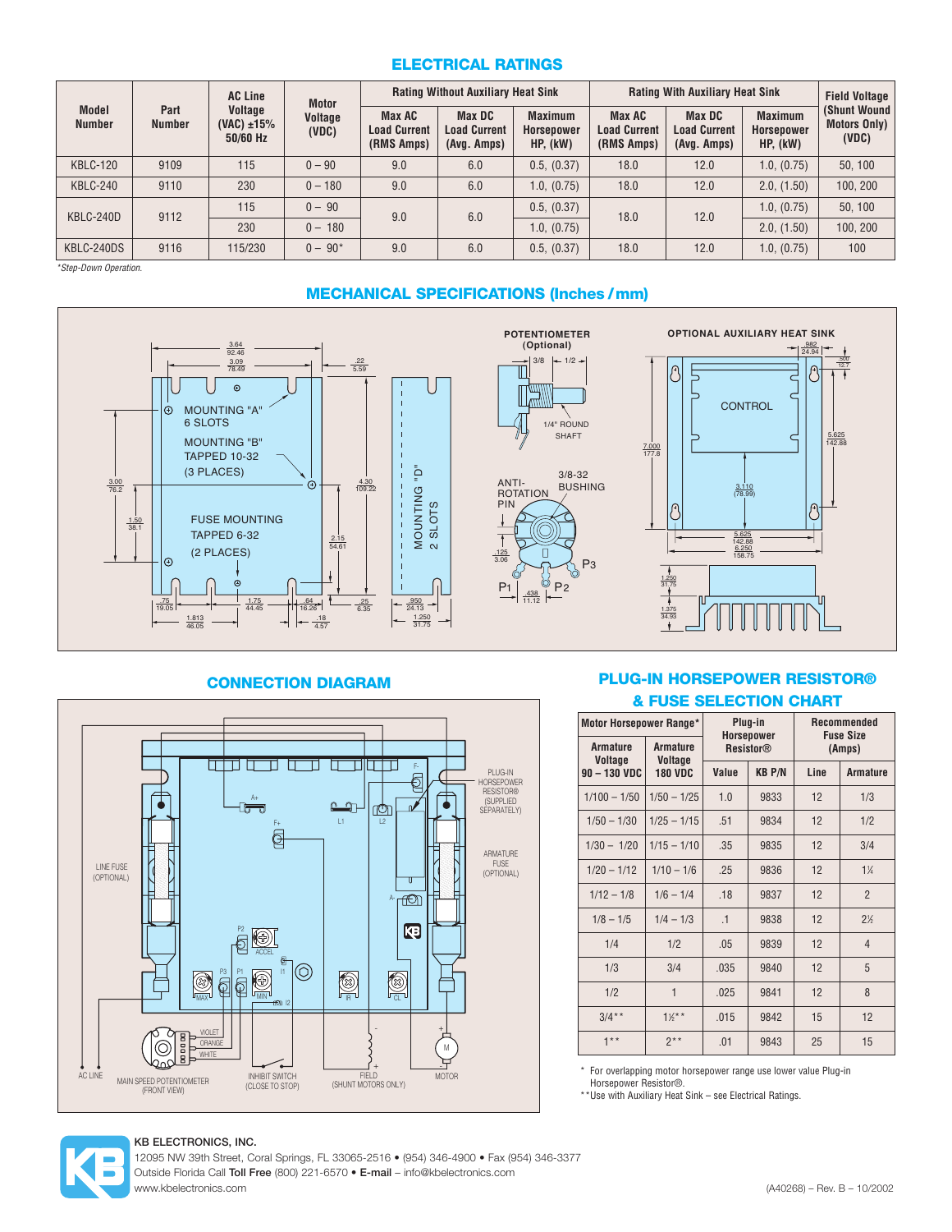## ELECTRICAL RATINGS

| Model Number | Part Number | AC Line Voltage (VAC) ±15% 50/60 Hz | Motor Voltage (VDC) | Rating Without Auxiliary Heat Sink | | | Rating With Auxiliary Heat Sink | | | Field Voltage (Shunt Wound Motors Only) (VDC) |
|---|---|---|---|---|---|---|---|---|---|---|
| | | | | Max AC Load Current (RMS Amps) | Max DC Load Current (Avg. Amps) | Maximum Horsepower HP, (kW) | Max AC Load Current (RMS Amps) | Max DC Load Current (Avg. Amps) | Maximum Horsepower HP, (kW) | |
| KBLC-120 | 9109 | 115 | 0 – 90 | 9.0 | 6.0 | 0.5, (0.37) | 18.0 | 12.0 | 1.0, (0.75) | 50, 100 |
| KBLC-240 | 9110 | 230 | 0 – 180 | 9.0 | 6.0 | 1.0, (0.75) | 18.0 | 12.0 | 2.0, (1.50) | 100, 200 |
| KBLC-240D | 9112 | 115 | 0 – 90 | 9.0 | 6.0 | 0.5, (0.37) | 18.0 | 12.0 | 1.0, (0.75) | 50, 100 |
| | | 230 | 0 – 180 | | | 1.0, (0.75) | | | 2.0, (1.50) | 100, 200 |
| KBLC-240DS | 9116 | 115/230 | 0 – 90* | 9.0 | 6.0 | 0.5, (0.37) | 18.0 | 12.0 | 1.0, (0.75) | 100 |

*Step-Down Operation.

## MECHANICAL SPECIFICATIONS (Inches / mm)

3.64 / 92.46
3.09 / 78.49
.22 / 5.59
MOUNTING "A" 6 SLOTS
MOUNTING "B" TAPPED 10-32 (3 PLACES)
FUSE MOUNTING TAPPED 6-32 (2 PLACES)
3.00 / 76.2
1.50 / 38.1
4.30 / 109.22
2.15 / 54.61
.75 / 19.05
1.75 / 44.45
.64 / 16.26
.25 / 6.35
1.813 / 46.05
.18 / 4.57
MOUNTING "D" 2 SLOTS
.950 / 24.13
1.250 / 31.75

POTENTIOMETER (Optional)
3/8
1/2
1/4" ROUND SHAFT
ANTI-ROTATION PIN
3/8-32 BUSHING
.125 / 3.06
.438 / 11.12
P1 P2 P3

OPTIONAL AUXILIARY HEAT SINK
.982 / 24.94
.500 / 12.7
CONTROL
7.000 / 177.8
5.625 / 142.88
3.110 / (78.99)
5.625 / 142.88
6.250 / 158.75
1.250 / 31.75
1.375 / 34.93

## CONNECTION DIAGRAM

PLUG-IN HORSEPOWER RESISTOR® (SUPPLIED SEPARATELY)
ARMATURE FUSE (OPTIONAL)
LINE FUSE (OPTIONAL)
A+
F+
L1
L2
F-
A-
P2
ACCEL
P3
P1
I1
I2
MAX
MIN
IR
CL
VIOLET
ORANGE
WHITE
AC LINE
MAIN SPEED POTENTIOMETER (FRONT VIEW)
INHIBIT SWITCH (CLOSE TO STOP)
FIELD (SHUNT MOTORS ONLY)
MOTOR

## PLUG-IN HORSEPOWER RESISTOR® & FUSE SELECTION CHART

| Motor Horsepower Range* | | Plug-in Horsepower Resistor® | | Recommended Fuse Size (Amps) | |
|---|---|---|---|---|---|
| Armature Voltage 90 – 130 VDC | Armature Voltage 180 VDC | Value | KB P/N | Line | Armature |
| 1/100 – 1/50 | 1/50 – 1/25 | 1.0 | 9833 | 12 | 1/3 |
| 1/50 – 1/30 | 1/25 – 1/15 | .51 | 9834 | 12 | 1/2 |
| 1/30 – 1/20 | 1/15 – 1/10 | .35 | 9835 | 12 | 3/4 |
| 1/20 – 1/12 | 1/10 – 1/6 | .25 | 9836 | 12 | 1¼ |
| 1/12 – 1/8 | 1/6 – 1/4 | .18 | 9837 | 12 | 2 |
| 1/8 – 1/5 | 1/4 – 1/3 | .1 | 9838 | 12 | 2½ |
| 1/4 | 1/2 | .05 | 9839 | 12 | 4 |
| 1/3 | 3/4 | .035 | 9840 | 12 | 5 |
| 1/2 | 1 | .025 | 9841 | 12 | 8 |
| 3/4** | 1½** | .015 | 9842 | 15 | 12 |
| 1** | 2** | .01 | 9843 | 25 | 15 |

\* For overlapping motor horsepower range use lower value Plug-in Horsepower Resistor®.
** Use with Auxiliary Heat Sink – see Electrical Ratings.

**KB ELECTRONICS, INC.**
12095 NW 39th Street, Coral Springs, FL 33065-2516 • (954) 346-4900 • Fax (954) 346-3377
Outside Florida Call **Toll Free** (800) 221-6570 • **E-mail** – info@kbelectronics.com
www.kbelectronics.com

(A40268) – Rev. B – 10/2002